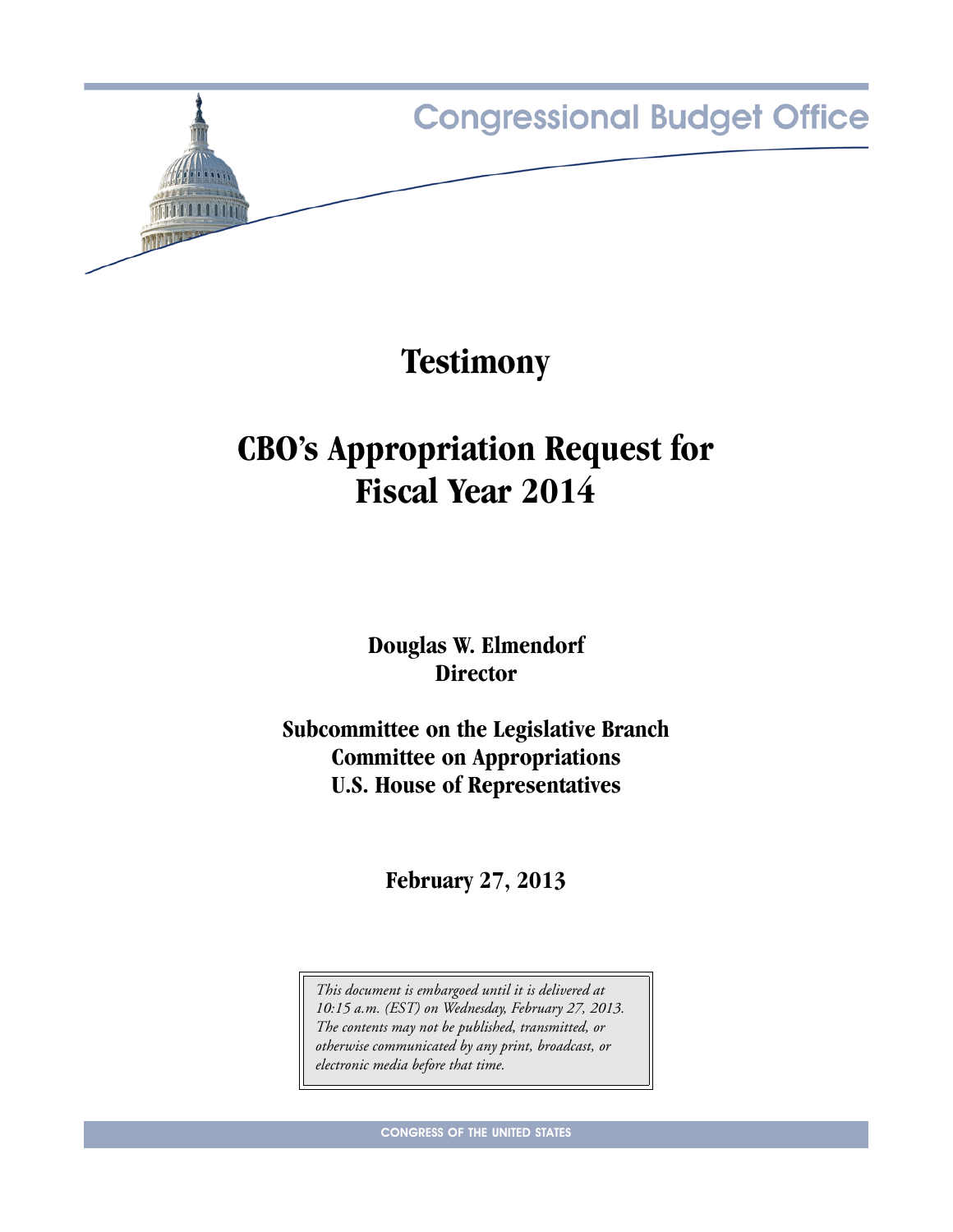Congressional Budget Office

# Testimony

# CBO's Appropriation Request for Fiscal Year 2014

**Douglas W. Elmendorf**
**Director**

**Subcommittee on the Legislative Branch**
**Committee on Appropriations**
**U.S. House of Representatives**

**February 27, 2013**

*This document is embargoed until it is delivered at 10:15 a.m. (EST) on Wednesday, February 27, 2013. The contents may not be published, transmitted, or otherwise communicated by any print, broadcast, or electronic media before that time.*

CONGRESS OF THE UNITED STATES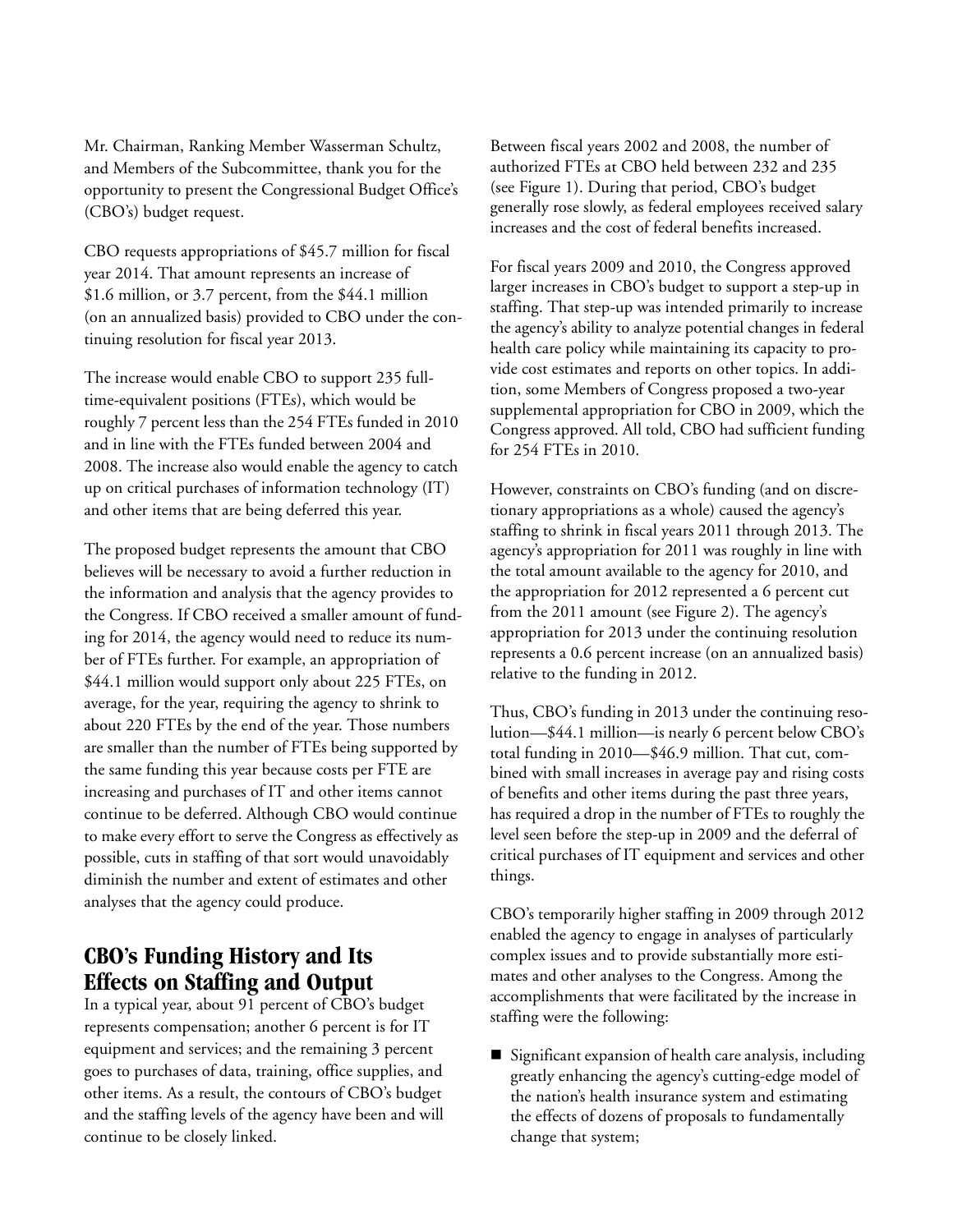Mr. Chairman, Ranking Member Wasserman Schultz, and Members of the Subcommittee, thank you for the opportunity to present the Congressional Budget Office's (CBO's) budget request.

CBO requests appropriations of $45.7 million for fiscal year 2014. That amount represents an increase of $1.6 million, or 3.7 percent, from the $44.1 million (on an annualized basis) provided to CBO under the continuing resolution for fiscal year 2013.

The increase would enable CBO to support 235 full-time-equivalent positions (FTEs), which would be roughly 7 percent less than the 254 FTEs funded in 2010 and in line with the FTEs funded between 2004 and 2008. The increase also would enable the agency to catch up on critical purchases of information technology (IT) and other items that are being deferred this year.

The proposed budget represents the amount that CBO believes will be necessary to avoid a further reduction in the information and analysis that the agency provides to the Congress. If CBO received a smaller amount of funding for 2014, the agency would need to reduce its number of FTEs further. For example, an appropriation of $44.1 million would support only about 225 FTEs, on average, for the year, requiring the agency to shrink to about 220 FTEs by the end of the year. Those numbers are smaller than the number of FTEs being supported by the same funding this year because costs per FTE are increasing and purchases of IT and other items cannot continue to be deferred. Although CBO would continue to make every effort to serve the Congress as effectively as possible, cuts in staffing of that sort would unavoidably diminish the number and extent of estimates and other analyses that the agency could produce.

## CBO's Funding History and Its Effects on Staffing and Output

In a typical year, about 91 percent of CBO's budget represents compensation; another 6 percent is for IT equipment and services; and the remaining 3 percent goes to purchases of data, training, office supplies, and other items. As a result, the contours of CBO's budget and the staffing levels of the agency have been and will continue to be closely linked.

Between fiscal years 2002 and 2008, the number of authorized FTEs at CBO held between 232 and 235 (see Figure 1). During that period, CBO's budget generally rose slowly, as federal employees received salary increases and the cost of federal benefits increased.

For fiscal years 2009 and 2010, the Congress approved larger increases in CBO's budget to support a step-up in staffing. That step-up was intended primarily to increase the agency's ability to analyze potential changes in federal health care policy while maintaining its capacity to provide cost estimates and reports on other topics. In addition, some Members of Congress proposed a two-year supplemental appropriation for CBO in 2009, which the Congress approved. All told, CBO had sufficient funding for 254 FTEs in 2010.

However, constraints on CBO's funding (and on discretionary appropriations as a whole) caused the agency's staffing to shrink in fiscal years 2011 through 2013. The agency's appropriation for 2011 was roughly in line with the total amount available to the agency for 2010, and the appropriation for 2012 represented a 6 percent cut from the 2011 amount (see Figure 2). The agency's appropriation for 2013 under the continuing resolution represents a 0.6 percent increase (on an annualized basis) relative to the funding in 2012.

Thus, CBO's funding in 2013 under the continuing resolution—$44.1 million—is nearly 6 percent below CBO's total funding in 2010—$46.9 million. That cut, combined with small increases in average pay and rising costs of benefits and other items during the past three years, has required a drop in the number of FTEs to roughly the level seen before the step-up in 2009 and the deferral of critical purchases of IT equipment and services and other things.

CBO's temporarily higher staffing in 2009 through 2012 enabled the agency to engage in analyses of particularly complex issues and to provide substantially more estimates and other analyses to the Congress. Among the accomplishments that were facilitated by the increase in staffing were the following:

- Significant expansion of health care analysis, including greatly enhancing the agency's cutting-edge model of the nation's health insurance system and estimating the effects of dozens of proposals to fundamentally change that system;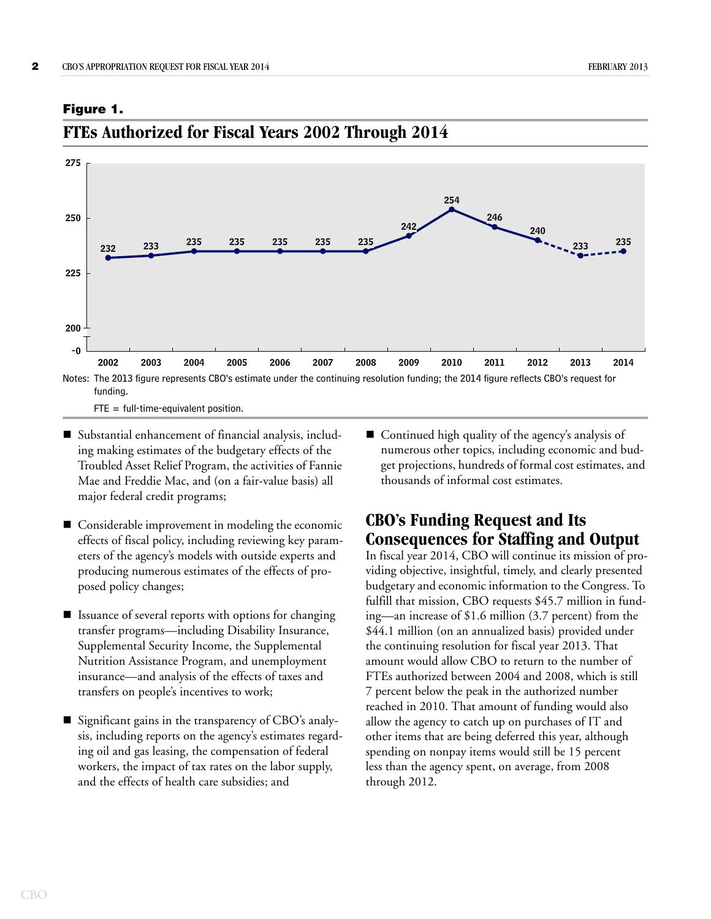**Figure 1.**

## FTEs Authorized for Fiscal Years 2002 Through 2014

| Year | FTEs |
|---|---|
| 2002 | 232 |
| 2003 | 233 |
| 2004 | 235 |
| 2005 | 235 |
| 2006 | 235 |
| 2007 | 235 |
| 2008 | 235 |
| 2009 | 242 |
| 2010 | 254 |
| 2011 | 246 |
| 2012 | 240 |
| 2013 | 233 |
| 2014 | 235 |

Notes: The 2013 figure represents CBO's estimate under the continuing resolution funding; the 2014 figure reflects CBO's request for funding.

FTE = full-time-equivalent position.

- Substantial enhancement of financial analysis, including making estimates of the budgetary effects of the Troubled Asset Relief Program, the activities of Fannie Mae and Freddie Mac, and (on a fair-value basis) all major federal credit programs;
- Considerable improvement in modeling the economic effects of fiscal policy, including reviewing key parameters of the agency's models with outside experts and producing numerous estimates of the effects of proposed policy changes;
- Issuance of several reports with options for changing transfer programs—including Disability Insurance, Supplemental Security Income, the Supplemental Nutrition Assistance Program, and unemployment insurance—and analysis of the effects of taxes and transfers on people's incentives to work;
- Significant gains in the transparency of CBO's analysis, including reports on the agency's estimates regarding oil and gas leasing, the compensation of federal workers, the impact of tax rates on the labor supply, and the effects of health care subsidies; and
- Continued high quality of the agency's analysis of numerous other topics, including economic and budget projections, hundreds of formal cost estimates, and thousands of informal cost estimates.

## CBO's Funding Request and Its Consequences for Staffing and Output

In fiscal year 2014, CBO will continue its mission of providing objective, insightful, timely, and clearly presented budgetary and economic information to the Congress. To fulfill that mission, CBO requests $45.7 million in funding—an increase of $1.6 million (3.7 percent) from the $44.1 million (on an annualized basis) provided under the continuing resolution for fiscal year 2013. That amount would allow CBO to return to the number of FTEs authorized between 2004 and 2008, which is still 7 percent below the peak in the authorized number reached in 2010. That amount of funding would also allow the agency to catch up on purchases of IT and other items that are being deferred this year, although spending on nonpay items would still be 15 percent less than the agency spent, on average, from 2008 through 2012.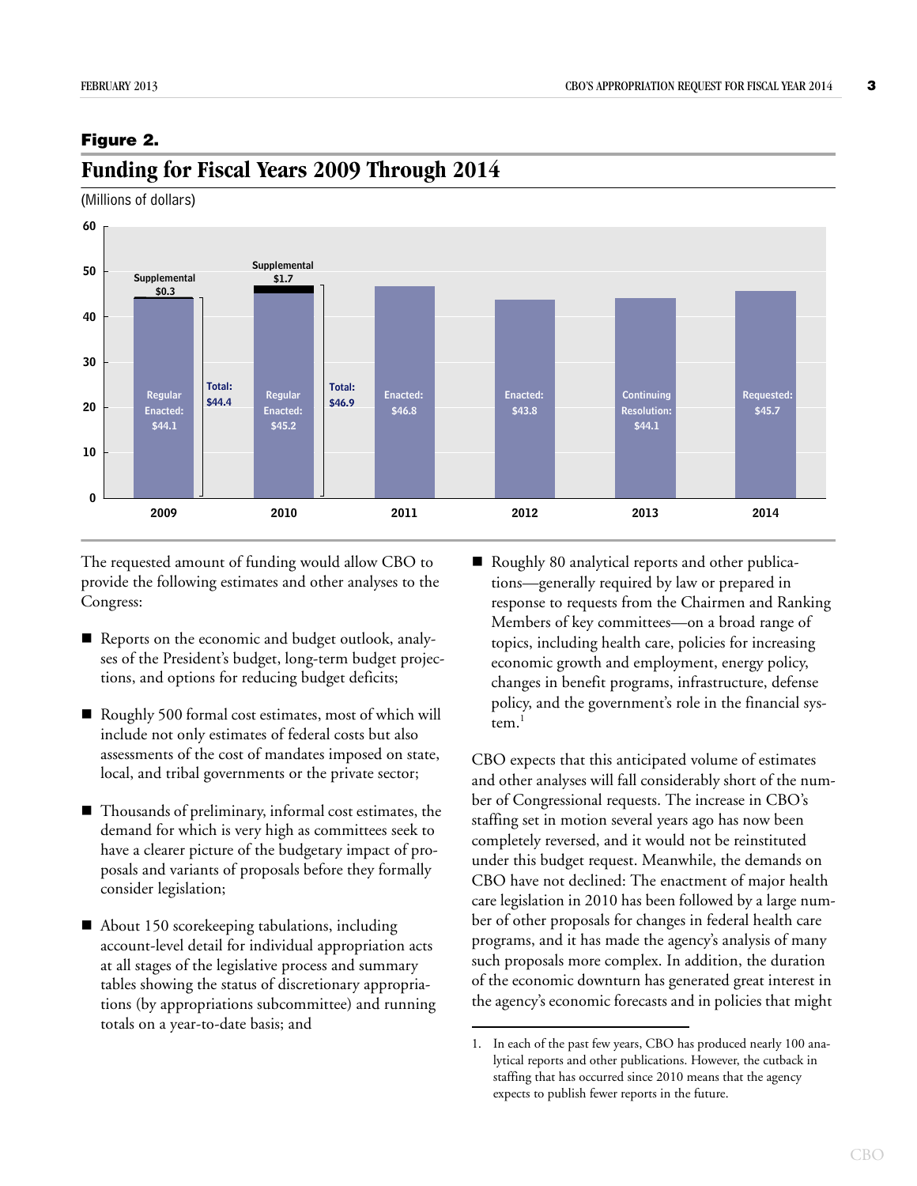**Figure 2.**

## Funding for Fiscal Years 2009 Through 2014

(Millions of dollars)

| Fiscal Year | Funding |
|---|---|
| 2009 | Regular Enacted: $44.1; Supplemental $0.3; Total: $44.4 |
| 2010 | Regular Enacted: $45.2; Supplemental $1.7; Total: $46.9 |
| 2011 | Enacted: $46.8 |
| 2012 | Enacted: $43.8 |
| 2013 | Continuing Resolution: $44.1 |
| 2014 | Requested: $45.7 |

The requested amount of funding would allow CBO to provide the following estimates and other analyses to the Congress:

- Reports on the economic and budget outlook, analyses of the President's budget, long-term budget projections, and options for reducing budget deficits;
- Roughly 500 formal cost estimates, most of which will include not only estimates of federal costs but also assessments of the cost of mandates imposed on state, local, and tribal governments or the private sector;
- Thousands of preliminary, informal cost estimates, the demand for which is very high as committees seek to have a clearer picture of the budgetary impact of proposals and variants of proposals before they formally consider legislation;
- About 150 scorekeeping tabulations, including account-level detail for individual appropriation acts at all stages of the legislative process and summary tables showing the status of discretionary appropriations (by appropriations subcommittee) and running totals on a year-to-date basis; and
- Roughly 80 analytical reports and other publications—generally required by law or prepared in response to requests from the Chairmen and Ranking Members of key committees—on a broad range of topics, including health care, policies for increasing economic growth and employment, energy policy, changes in benefit programs, infrastructure, defense policy, and the government's role in the financial system.[1]

CBO expects that this anticipated volume of estimates and other analyses will fall considerably short of the number of Congressional requests. The increase in CBO's staffing set in motion several years ago has now been completely reversed, and it would not be reinstituted under this budget request. Meanwhile, the demands on CBO have not declined: The enactment of major health care legislation in 2010 has been followed by a large number of other proposals for changes in federal health care programs, and it has made the agency's analysis of many such proposals more complex. In addition, the duration of the economic downturn has generated great interest in the agency's economic forecasts and in policies that might

1. In each of the past few years, CBO has produced nearly 100 analytical reports and other publications. However, the cutback in staffing that has occurred since 2010 means that the agency expects to publish fewer reports in the future.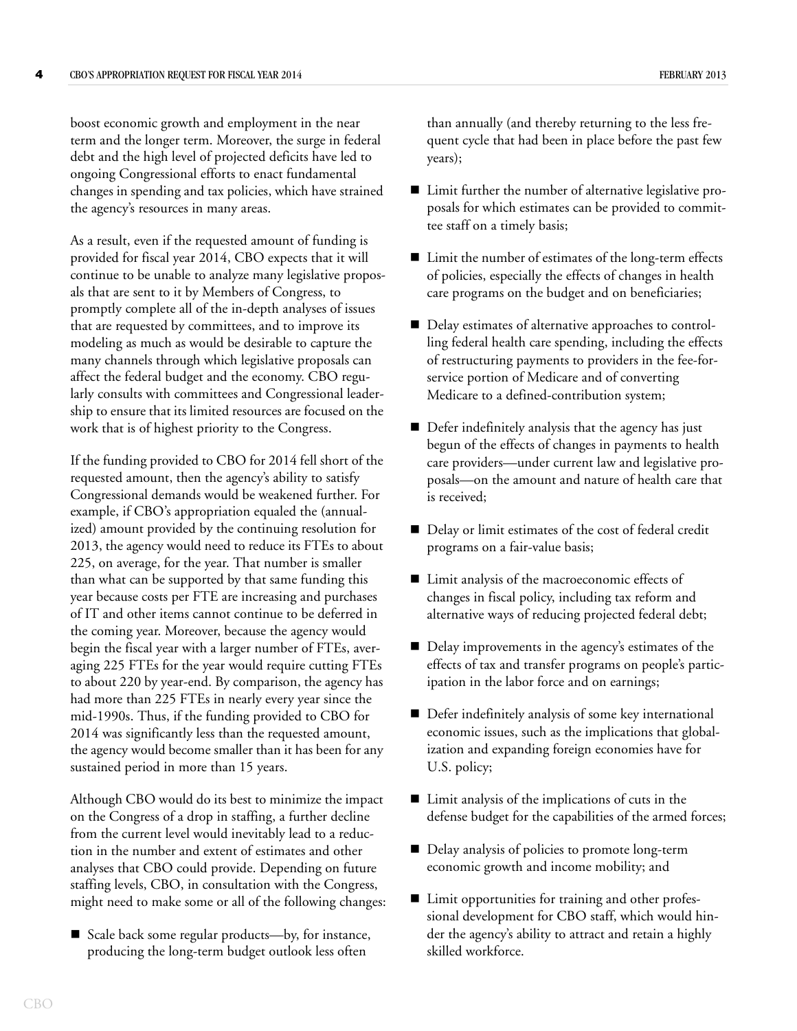boost economic growth and employment in the near term and the longer term. Moreover, the surge in federal debt and the high level of projected deficits have led to ongoing Congressional efforts to enact fundamental changes in spending and tax policies, which have strained the agency's resources in many areas.

As a result, even if the requested amount of funding is provided for fiscal year 2014, CBO expects that it will continue to be unable to analyze many legislative proposals that are sent to it by Members of Congress, to promptly complete all of the in-depth analyses of issues that are requested by committees, and to improve its modeling as much as would be desirable to capture the many channels through which legislative proposals can affect the federal budget and the economy. CBO regularly consults with committees and Congressional leadership to ensure that its limited resources are focused on the work that is of highest priority to the Congress.

If the funding provided to CBO for 2014 fell short of the requested amount, then the agency's ability to satisfy Congressional demands would be weakened further. For example, if CBO's appropriation equaled the (annualized) amount provided by the continuing resolution for 2013, the agency would need to reduce its FTEs to about 225, on average, for the year. That number is smaller than what can be supported by that same funding this year because costs per FTE are increasing and purchases of IT and other items cannot continue to be deferred in the coming year. Moreover, because the agency would begin the fiscal year with a larger number of FTEs, averaging 225 FTEs for the year would require cutting FTEs to about 220 by year-end. By comparison, the agency has had more than 225 FTEs in nearly every year since the mid-1990s. Thus, if the funding provided to CBO for 2014 was significantly less than the requested amount, the agency would become smaller than it has been for any sustained period in more than 15 years.

Although CBO would do its best to minimize the impact on the Congress of a drop in staffing, a further decline from the current level would inevitably lead to a reduction in the number and extent of estimates and other analyses that CBO could provide. Depending on future staffing levels, CBO, in consultation with the Congress, might need to make some or all of the following changes:

- Scale back some regular products—by, for instance, producing the long-term budget outlook less often than annually (and thereby returning to the less frequent cycle that had been in place before the past few years);
- Limit further the number of alternative legislative proposals for which estimates can be provided to committee staff on a timely basis;
- Limit the number of estimates of the long-term effects of policies, especially the effects of changes in health care programs on the budget and on beneficiaries;
- Delay estimates of alternative approaches to controlling federal health care spending, including the effects of restructuring payments to providers in the fee-for-service portion of Medicare and of converting Medicare to a defined-contribution system;
- Defer indefinitely analysis that the agency has just begun of the effects of changes in payments to health care providers—under current law and legislative proposals—on the amount and nature of health care that is received;
- Delay or limit estimates of the cost of federal credit programs on a fair-value basis;
- Limit analysis of the macroeconomic effects of changes in fiscal policy, including tax reform and alternative ways of reducing projected federal debt;
- Delay improvements in the agency's estimates of the effects of tax and transfer programs on people's participation in the labor force and on earnings;
- Defer indefinitely analysis of some key international economic issues, such as the implications that globalization and expanding foreign economies have for U.S. policy;
- Limit analysis of the implications of cuts in the defense budget for the capabilities of the armed forces;
- Delay analysis of policies to promote long-term economic growth and income mobility; and
- Limit opportunities for training and other professional development for CBO staff, which would hinder the agency's ability to attract and retain a highly skilled workforce.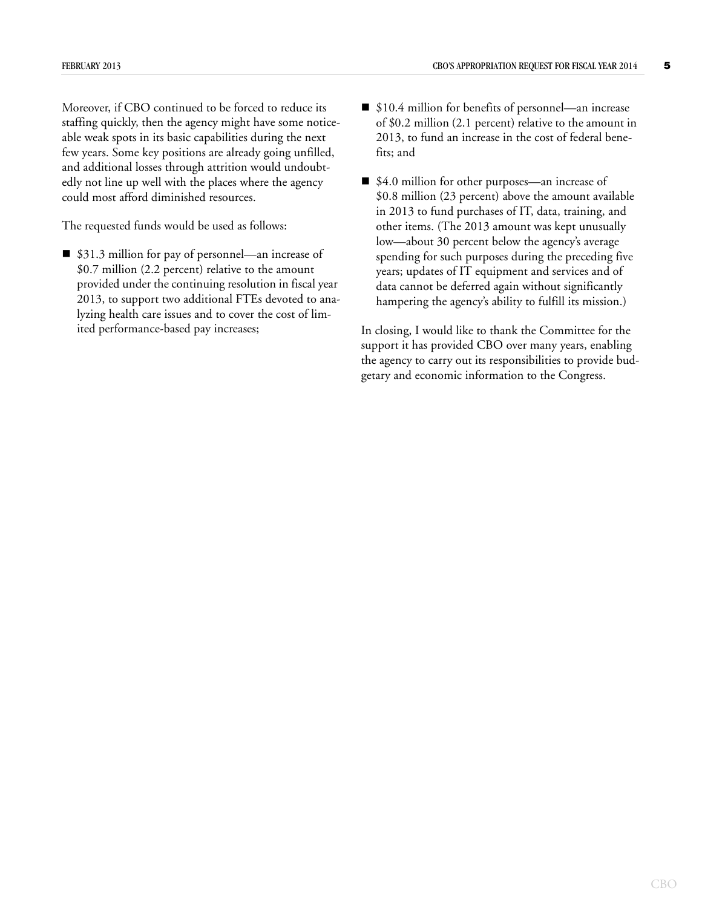Moreover, if CBO continued to be forced to reduce its staffing quickly, then the agency might have some noticeable weak spots in its basic capabilities during the next few years. Some key positions are already going unfilled, and additional losses through attrition would undoubtedly not line up well with the places where the agency could most afford diminished resources.

The requested funds would be used as follows:

- $31.3 million for pay of personnel—an increase of $0.7 million (2.2 percent) relative to the amount provided under the continuing resolution in fiscal year 2013, to support two additional FTEs devoted to analyzing health care issues and to cover the cost of limited performance-based pay increases;
- $10.4 million for benefits of personnel—an increase of $0.2 million (2.1 percent) relative to the amount in 2013, to fund an increase in the cost of federal benefits; and
- $4.0 million for other purposes—an increase of $0.8 million (23 percent) above the amount available in 2013 to fund purchases of IT, data, training, and other items. (The 2013 amount was kept unusually low—about 30 percent below the agency's average spending for such purposes during the preceding five years; updates of IT equipment and services and of data cannot be deferred again without significantly hampering the agency's ability to fulfill its mission.)

In closing, I would like to thank the Committee for the support it has provided CBO over many years, enabling the agency to carry out its responsibilities to provide budgetary and economic information to the Congress.